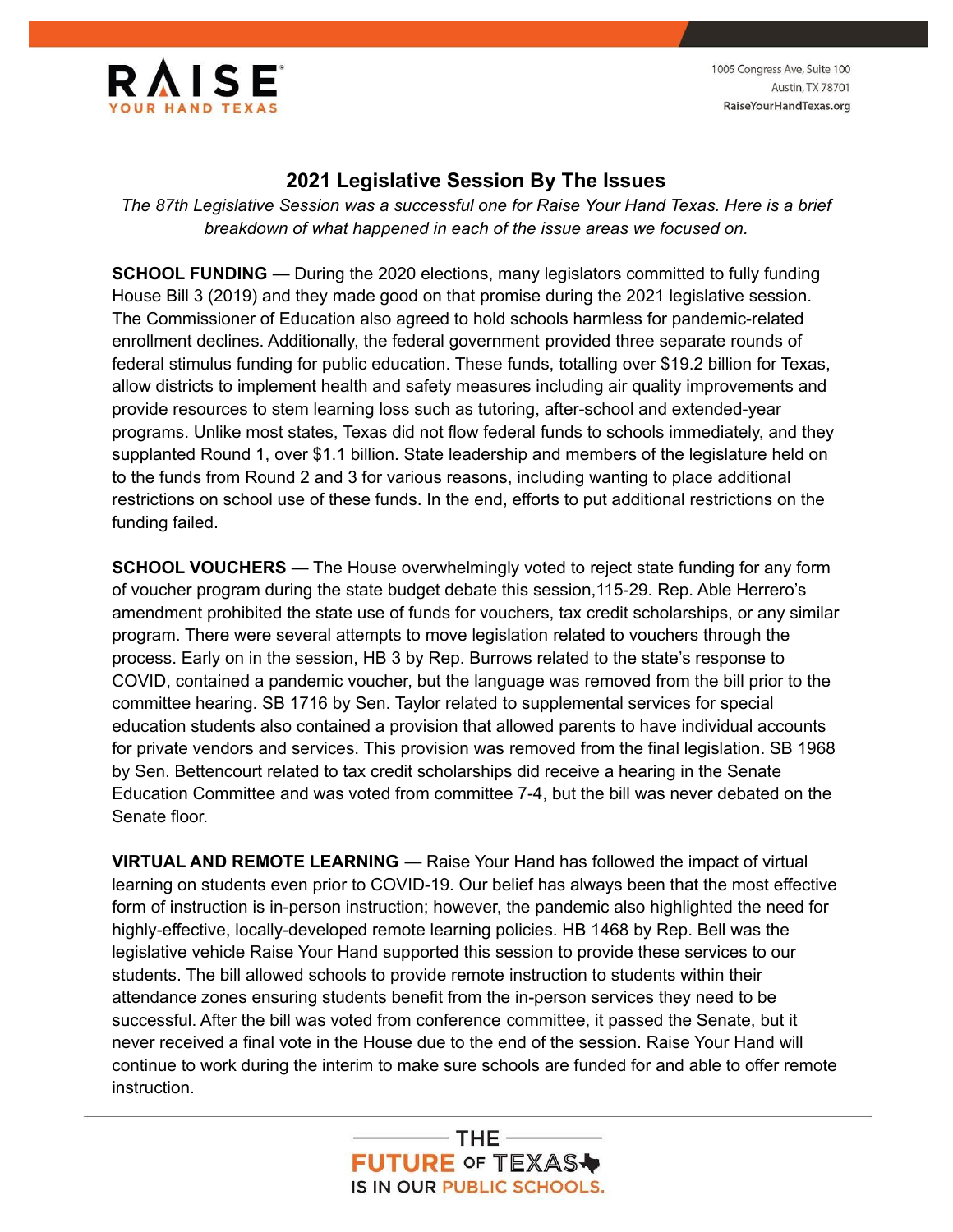RAISE YOUR HAND TEXAS

1005 Congress Ave, Suite 100
Austin, TX 78701
RaiseYourHandTexas.org

## 2021 Legislative Session By The Issues

*The 87th Legislative Session was a successful one for Raise Your Hand Texas. Here is a brief breakdown of what happened in each of the issue areas we focused on.*

**SCHOOL FUNDING** — During the 2020 elections, many legislators committed to fully funding House Bill 3 (2019) and they made good on that promise during the 2021 legislative session. The Commissioner of Education also agreed to hold schools harmless for pandemic-related enrollment declines. Additionally, the federal government provided three separate rounds of federal stimulus funding for public education. These funds, totalling over $19.2 billion for Texas, allow districts to implement health and safety measures including air quality improvements and provide resources to stem learning loss such as tutoring, after-school and extended-year programs. Unlike most states, Texas did not flow federal funds to schools immediately, and they supplanted Round 1, over $1.1 billion. State leadership and members of the legislature held on to the funds from Round 2 and 3 for various reasons, including wanting to place additional restrictions on school use of these funds. In the end, efforts to put additional restrictions on the funding failed.

**SCHOOL VOUCHERS** — The House overwhelmingly voted to reject state funding for any form of voucher program during the state budget debate this session,115-29. Rep. Able Herrero's amendment prohibited the state use of funds for vouchers, tax credit scholarships, or any similar program. There were several attempts to move legislation related to vouchers through the process. Early on in the session, HB 3 by Rep. Burrows related to the state's response to COVID, contained a pandemic voucher, but the language was removed from the bill prior to the committee hearing. SB 1716 by Sen. Taylor related to supplemental services for special education students also contained a provision that allowed parents to have individual accounts for private vendors and services. This provision was removed from the final legislation. SB 1968 by Sen. Bettencourt related to tax credit scholarships did receive a hearing in the Senate Education Committee and was voted from committee 7-4, but the bill was never debated on the Senate floor.

**VIRTUAL AND REMOTE LEARNING** — Raise Your Hand has followed the impact of virtual learning on students even prior to COVID-19. Our belief has always been that the most effective form of instruction is in-person instruction; however, the pandemic also highlighted the need for highly-effective, locally-developed remote learning policies. HB 1468 by Rep. Bell was the legislative vehicle Raise Your Hand supported this session to provide these services to our students. The bill allowed schools to provide remote instruction to students within their attendance zones ensuring students benefit from the in-person services they need to be successful. After the bill was voted from conference committee, it passed the Senate, but it never received a final vote in the House due to the end of the session. Raise Your Hand will continue to work during the interim to make sure schools are funded for and able to offer remote instruction.

THE FUTURE OF TEXAS IS IN OUR PUBLIC SCHOOLS.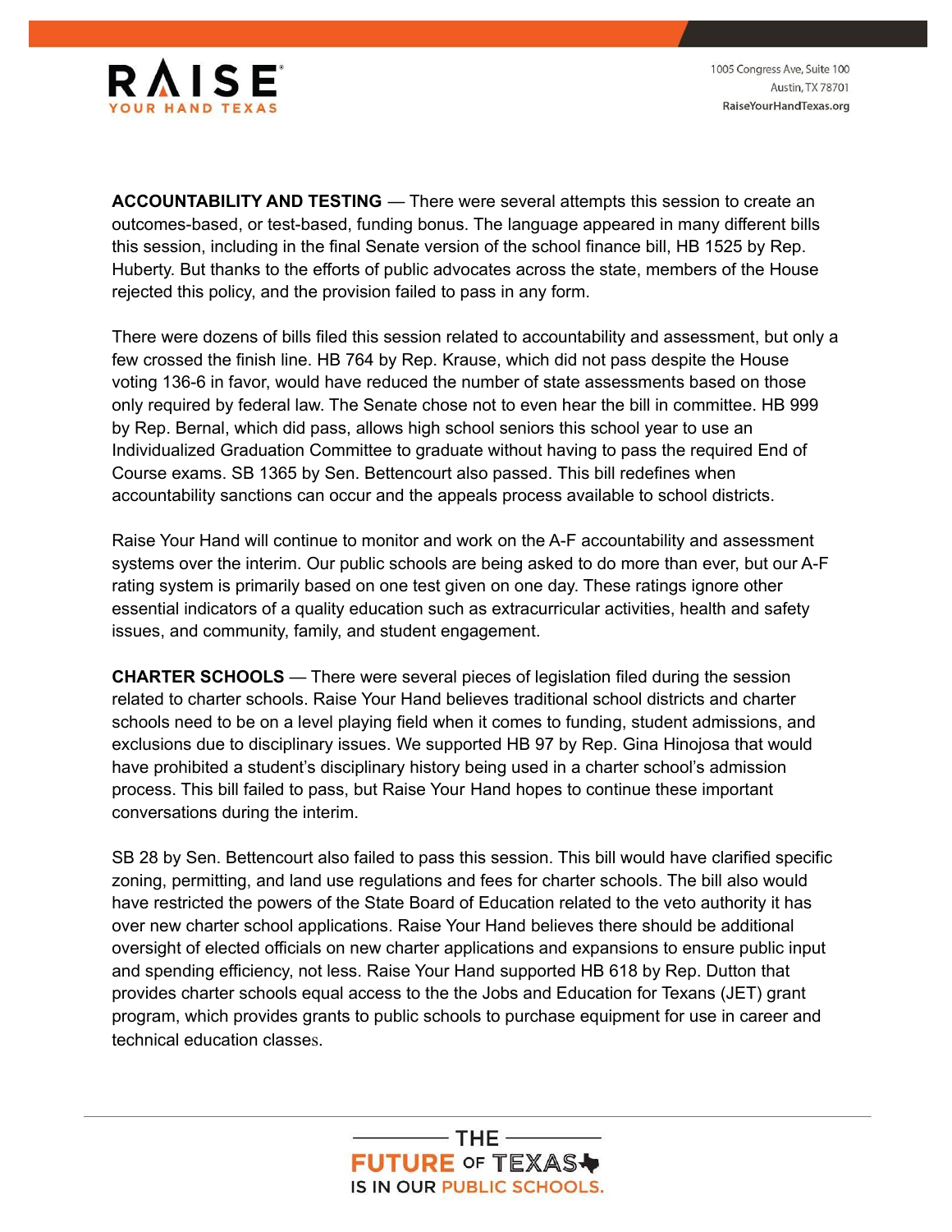**ACCOUNTABILITY AND TESTING** — There were several attempts this session to create an outcomes-based, or test-based, funding bonus. The language appeared in many different bills this session, including in the final Senate version of the school finance bill, HB 1525 by Rep. Huberty. But thanks to the efforts of public advocates across the state, members of the House rejected this policy, and the provision failed to pass in any form.

There were dozens of bills filed this session related to accountability and assessment, but only a few crossed the finish line. HB 764 by Rep. Krause, which did not pass despite the House voting 136-6 in favor, would have reduced the number of state assessments based on those only required by federal law. The Senate chose not to even hear the bill in committee. HB 999 by Rep. Bernal, which did pass, allows high school seniors this school year to use an Individualized Graduation Committee to graduate without having to pass the required End of Course exams. SB 1365 by Sen. Bettencourt also passed. This bill redefines when accountability sanctions can occur and the appeals process available to school districts.

Raise Your Hand will continue to monitor and work on the A-F accountability and assessment systems over the interim. Our public schools are being asked to do more than ever, but our A-F rating system is primarily based on one test given on one day. These ratings ignore other essential indicators of a quality education such as extracurricular activities, health and safety issues, and community, family, and student engagement.

**CHARTER SCHOOLS** — There were several pieces of legislation filed during the session related to charter schools. Raise Your Hand believes traditional school districts and charter schools need to be on a level playing field when it comes to funding, student admissions, and exclusions due to disciplinary issues. We supported HB 97 by Rep. Gina Hinojosa that would have prohibited a student's disciplinary history being used in a charter school's admission process. This bill failed to pass, but Raise Your Hand hopes to continue these important conversations during the interim.

SB 28 by Sen. Bettencourt also failed to pass this session. This bill would have clarified specific zoning, permitting, and land use regulations and fees for charter schools. The bill also would have restricted the powers of the State Board of Education related to the veto authority it has over new charter school applications. Raise Your Hand believes there should be additional oversight of elected officials on new charter applications and expansions to ensure public input and spending efficiency, not less. Raise Your Hand supported HB 618 by Rep. Dutton that provides charter schools equal access to the the Jobs and Education for Texans (JET) grant program, which provides grants to public schools to purchase equipment for use in career and technical education classes.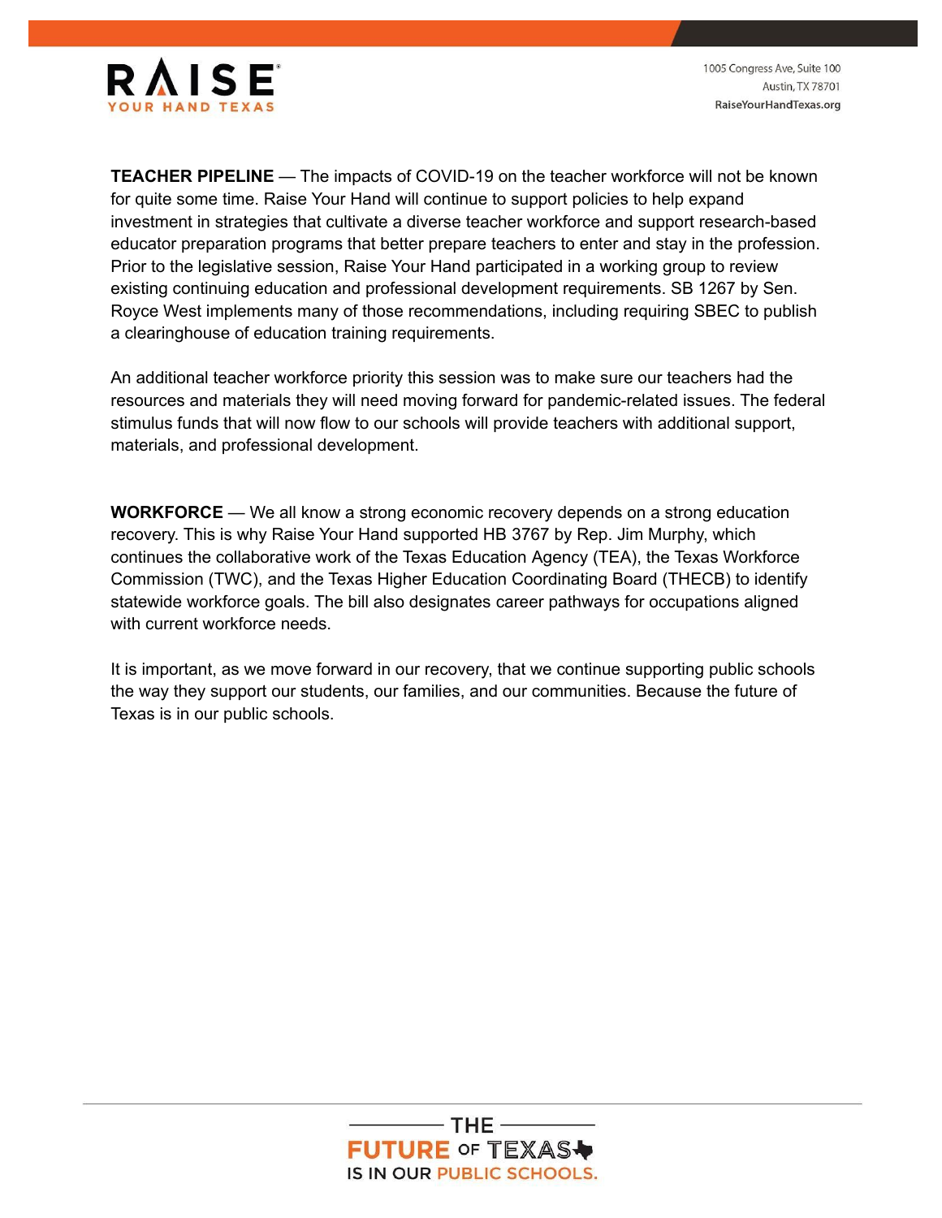**TEACHER PIPELINE** — The impacts of COVID-19 on the teacher workforce will not be known for quite some time. Raise Your Hand will continue to support policies to help expand investment in strategies that cultivate a diverse teacher workforce and support research-based educator preparation programs that better prepare teachers to enter and stay in the profession. Prior to the legislative session, Raise Your Hand participated in a working group to review existing continuing education and professional development requirements. SB 1267 by Sen. Royce West implements many of those recommendations, including requiring SBEC to publish a clearinghouse of education training requirements.

An additional teacher workforce priority this session was to make sure our teachers had the resources and materials they will need moving forward for pandemic-related issues. The federal stimulus funds that will now flow to our schools will provide teachers with additional support, materials, and professional development.

**WORKFORCE** — We all know a strong economic recovery depends on a strong education recovery. This is why Raise Your Hand supported HB 3767 by Rep. Jim Murphy, which continues the collaborative work of the Texas Education Agency (TEA), the Texas Workforce Commission (TWC), and the Texas Higher Education Coordinating Board (THECB) to identify statewide workforce goals. The bill also designates career pathways for occupations aligned with current workforce needs.

It is important, as we move forward in our recovery, that we continue supporting public schools the way they support our students, our families, and our communities. Because the future of Texas is in our public schools.